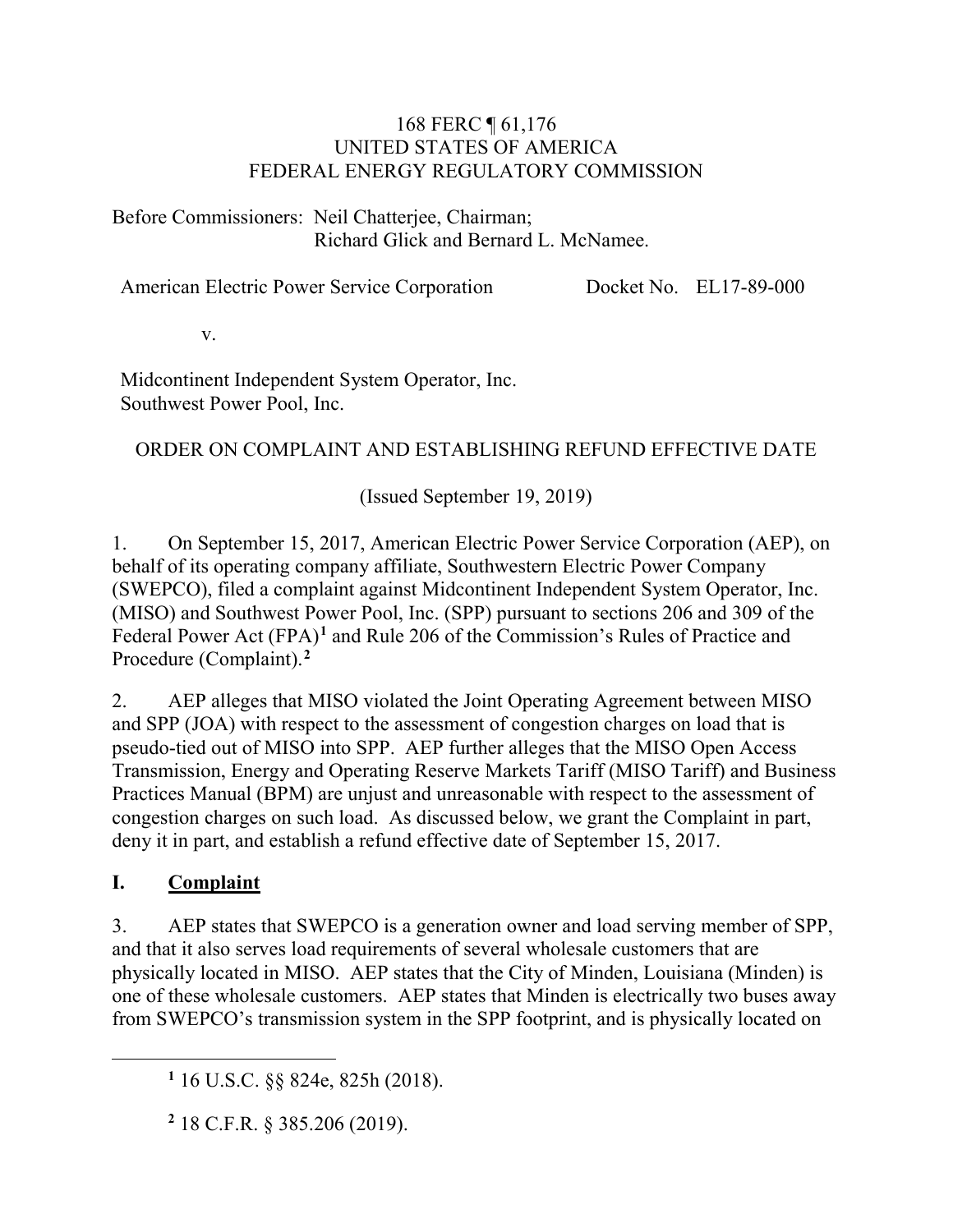168 FERC ¶ 61,176
UNITED STATES OF AMERICA
FEDERAL ENERGY REGULATORY COMMISSION

Before Commissioners: Neil Chatterjee, Chairman;
Richard Glick and Bernard L. McNamee.

American Electric Power Service Corporation Docket No. EL17-89-000

v.

Midcontinent Independent System Operator, Inc.
Southwest Power Pool, Inc.

ORDER ON COMPLAINT AND ESTABLISHING REFUND EFFECTIVE DATE

(Issued September 19, 2019)

1. On September 15, 2017, American Electric Power Service Corporation (AEP), on behalf of its operating company affiliate, Southwestern Electric Power Company (SWEPCO), filed a complaint against Midcontinent Independent System Operator, Inc. (MISO) and Southwest Power Pool, Inc. (SPP) pursuant to sections 206 and 309 of the Federal Power Act (FPA)[1] and Rule 206 of the Commission's Rules of Practice and Procedure (Complaint).[2]

2. AEP alleges that MISO violated the Joint Operating Agreement between MISO and SPP (JOA) with respect to the assessment of congestion charges on load that is pseudo-tied out of MISO into SPP. AEP further alleges that the MISO Open Access Transmission, Energy and Operating Reserve Markets Tariff (MISO Tariff) and Business Practices Manual (BPM) are unjust and unreasonable with respect to the assessment of congestion charges on such load. As discussed below, we grant the Complaint in part, deny it in part, and establish a refund effective date of September 15, 2017.

## I. Complaint

3. AEP states that SWEPCO is a generation owner and load serving member of SPP, and that it also serves load requirements of several wholesale customers that are physically located in MISO. AEP states that the City of Minden, Louisiana (Minden) is one of these wholesale customers. AEP states that Minden is electrically two buses away from SWEPCO's transmission system in the SPP footprint, and is physically located on

[1] 16 U.S.C. §§ 824e, 825h (2018).

[2] 18 C.F.R. § 385.206 (2019).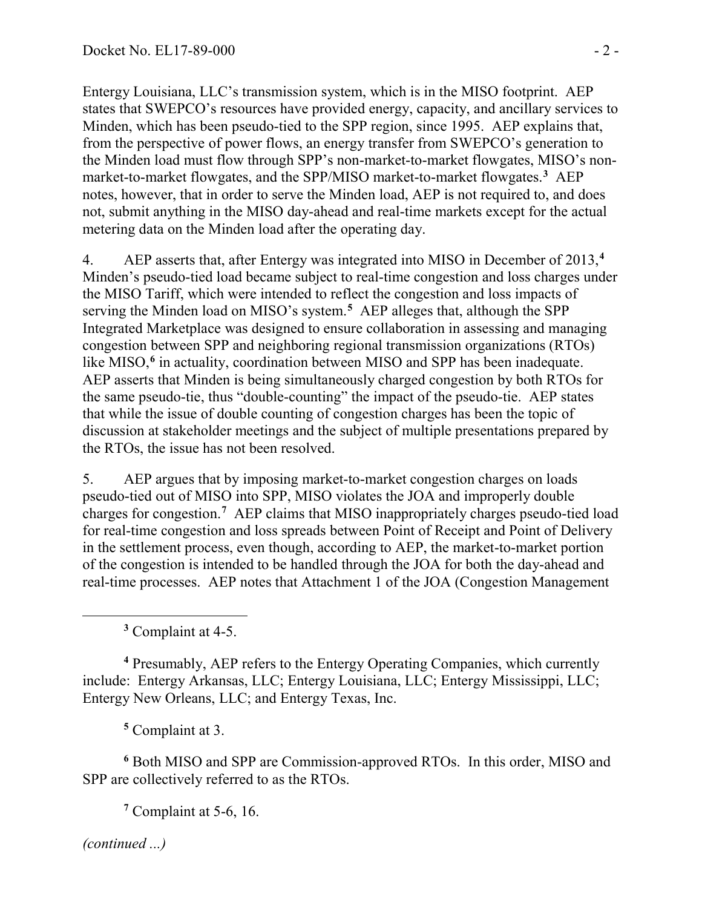Entergy Louisiana, LLC's transmission system, which is in the MISO footprint. AEP states that SWEPCO's resources have provided energy, capacity, and ancillary services to Minden, which has been pseudo-tied to the SPP region, since 1995. AEP explains that, from the perspective of power flows, an energy transfer from SWEPCO's generation to the Minden load must flow through SPP's non-market-to-market flowgates, MISO's non-market-to-market flowgates, and the SPP/MISO market-to-market flowgates.[3] AEP notes, however, that in order to serve the Minden load, AEP is not required to, and does not, submit anything in the MISO day-ahead and real-time markets except for the actual metering data on the Minden load after the operating day.

4. AEP asserts that, after Entergy was integrated into MISO in December of 2013,[4] Minden's pseudo-tied load became subject to real-time congestion and loss charges under the MISO Tariff, which were intended to reflect the congestion and loss impacts of serving the Minden load on MISO's system.[5] AEP alleges that, although the SPP Integrated Marketplace was designed to ensure collaboration in assessing and managing congestion between SPP and neighboring regional transmission organizations (RTOs) like MISO,[6] in actuality, coordination between MISO and SPP has been inadequate. AEP asserts that Minden is being simultaneously charged congestion by both RTOs for the same pseudo-tie, thus "double-counting" the impact of the pseudo-tie. AEP states that while the issue of double counting of congestion charges has been the topic of discussion at stakeholder meetings and the subject of multiple presentations prepared by the RTOs, the issue has not been resolved.

5. AEP argues that by imposing market-to-market congestion charges on loads pseudo-tied out of MISO into SPP, MISO violates the JOA and improperly double charges for congestion.[7] AEP claims that MISO inappropriately charges pseudo-tied load for real-time congestion and loss spreads between Point of Receipt and Point of Delivery in the settlement process, even though, according to AEP, the market-to-market portion of the congestion is intended to be handled through the JOA for both the day-ahead and real-time processes. AEP notes that Attachment 1 of the JOA (Congestion Management

---

[3] Complaint at 4-5.

[4] Presumably, AEP refers to the Entergy Operating Companies, which currently include: Entergy Arkansas, LLC; Entergy Louisiana, LLC; Entergy Mississippi, LLC; Entergy New Orleans, LLC; and Entergy Texas, Inc.

[5] Complaint at 3.

[6] Both MISO and SPP are Commission-approved RTOs. In this order, MISO and SPP are collectively referred to as the RTOs.

[7] Complaint at 5-6, 16.

*(continued ...)*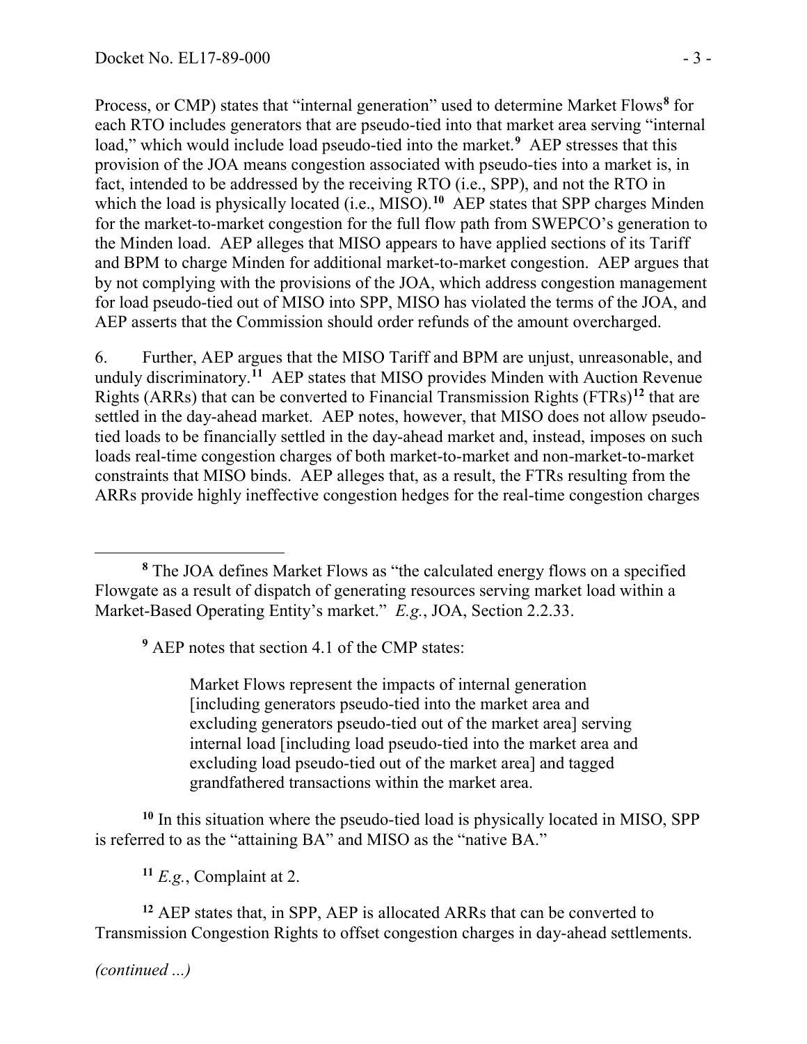Process, or CMP) states that "internal generation" used to determine Market Flows[8] for each RTO includes generators that are pseudo-tied into that market area serving "internal load," which would include load pseudo-tied into the market.[9] AEP stresses that this provision of the JOA means congestion associated with pseudo-ties into a market is, in fact, intended to be addressed by the receiving RTO (i.e., SPP), and not the RTO in which the load is physically located (i.e., MISO).[10] AEP states that SPP charges Minden for the market-to-market congestion for the full flow path from SWEPCO's generation to the Minden load. AEP alleges that MISO appears to have applied sections of its Tariff and BPM to charge Minden for additional market-to-market congestion. AEP argues that by not complying with the provisions of the JOA, which address congestion management for load pseudo-tied out of MISO into SPP, MISO has violated the terms of the JOA, and AEP asserts that the Commission should order refunds of the amount overcharged.

6. Further, AEP argues that the MISO Tariff and BPM are unjust, unreasonable, and unduly discriminatory.[11] AEP states that MISO provides Minden with Auction Revenue Rights (ARRs) that can be converted to Financial Transmission Rights (FTRs)[12] that are settled in the day-ahead market. AEP notes, however, that MISO does not allow pseudo-tied loads to be financially settled in the day-ahead market and, instead, imposes on such loads real-time congestion charges of both market-to-market and non-market-to-market constraints that MISO binds. AEP alleges that, as a result, the FTRs resulting from the ARRs provide highly ineffective congestion hedges for the real-time congestion charges

---

[8] The JOA defines Market Flows as "the calculated energy flows on a specified Flowgate as a result of dispatch of generating resources serving market load within a Market-Based Operating Entity's market." *E.g.*, JOA, Section 2.2.33.

[9] AEP notes that section 4.1 of the CMP states:

> Market Flows represent the impacts of internal generation [including generators pseudo-tied into the market area and excluding generators pseudo-tied out of the market area] serving internal load [including load pseudo-tied into the market area and excluding load pseudo-tied out of the market area] and tagged grandfathered transactions within the market area.

[10] In this situation where the pseudo-tied load is physically located in MISO, SPP is referred to as the "attaining BA" and MISO as the "native BA."

[11] *E.g.*, Complaint at 2.

[12] AEP states that, in SPP, AEP is allocated ARRs that can be converted to Transmission Congestion Rights to offset congestion charges in day-ahead settlements.

*(continued ...)*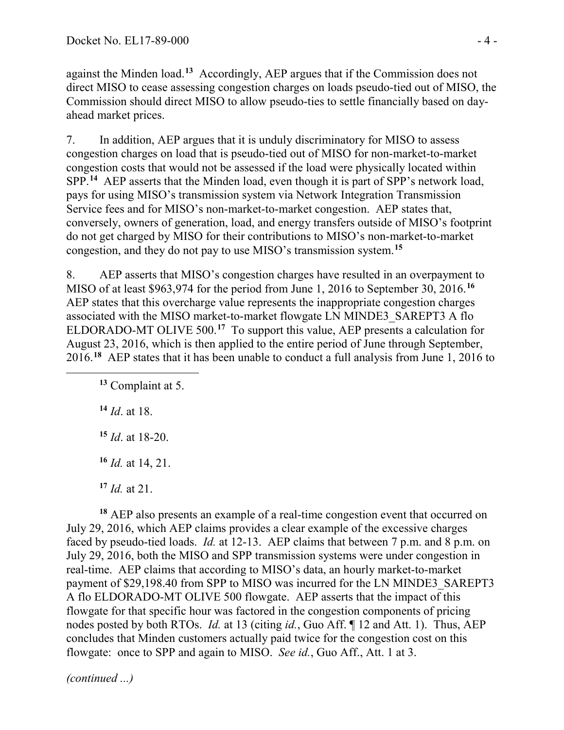against the Minden load.[13] Accordingly, AEP argues that if the Commission does not direct MISO to cease assessing congestion charges on loads pseudo-tied out of MISO, the Commission should direct MISO to allow pseudo-ties to settle financially based on day-ahead market prices.

7. In addition, AEP argues that it is unduly discriminatory for MISO to assess congestion charges on load that is pseudo-tied out of MISO for non-market-to-market congestion costs that would not be assessed if the load were physically located within SPP.[14] AEP asserts that the Minden load, even though it is part of SPP's network load, pays for using MISO's transmission system via Network Integration Transmission Service fees and for MISO's non-market-to-market congestion. AEP states that, conversely, owners of generation, load, and energy transfers outside of MISO's footprint do not get charged by MISO for their contributions to MISO's non-market-to-market congestion, and they do not pay to use MISO's transmission system.[15]

8. AEP asserts that MISO's congestion charges have resulted in an overpayment to MISO of at least $963,974 for the period from June 1, 2016 to September 30, 2016.[16] AEP states that this overcharge value represents the inappropriate congestion charges associated with the MISO market-to-market flowgate LN MINDE3_SAREPT3 A flo ELDORADO-MT OLIVE 500.[17] To support this value, AEP presents a calculation for August 23, 2016, which is then applied to the entire period of June through September, 2016.[18] AEP states that it has been unable to conduct a full analysis from June 1, 2016 to

---

[13] Complaint at 5.

[14] *Id*. at 18.

[15] *Id*. at 18-20.

[16] *Id.* at 14, 21.

[17] *Id.* at 21.

[18] AEP also presents an example of a real-time congestion event that occurred on July 29, 2016, which AEP claims provides a clear example of the excessive charges faced by pseudo-tied loads. *Id.* at 12-13. AEP claims that between 7 p.m. and 8 p.m. on July 29, 2016, both the MISO and SPP transmission systems were under congestion in real-time. AEP claims that according to MISO's data, an hourly market-to-market payment of $29,198.40 from SPP to MISO was incurred for the LN MINDE3_SAREPT3 A flo ELDORADO-MT OLIVE 500 flowgate. AEP asserts that the impact of this flowgate for that specific hour was factored in the congestion components of pricing nodes posted by both RTOs. *Id.* at 13 (citing *id.*, Guo Aff. ¶ 12 and Att. 1). Thus, AEP concludes that Minden customers actually paid twice for the congestion cost on this flowgate: once to SPP and again to MISO. *See id.*, Guo Aff., Att. 1 at 3.

*(continued ...)*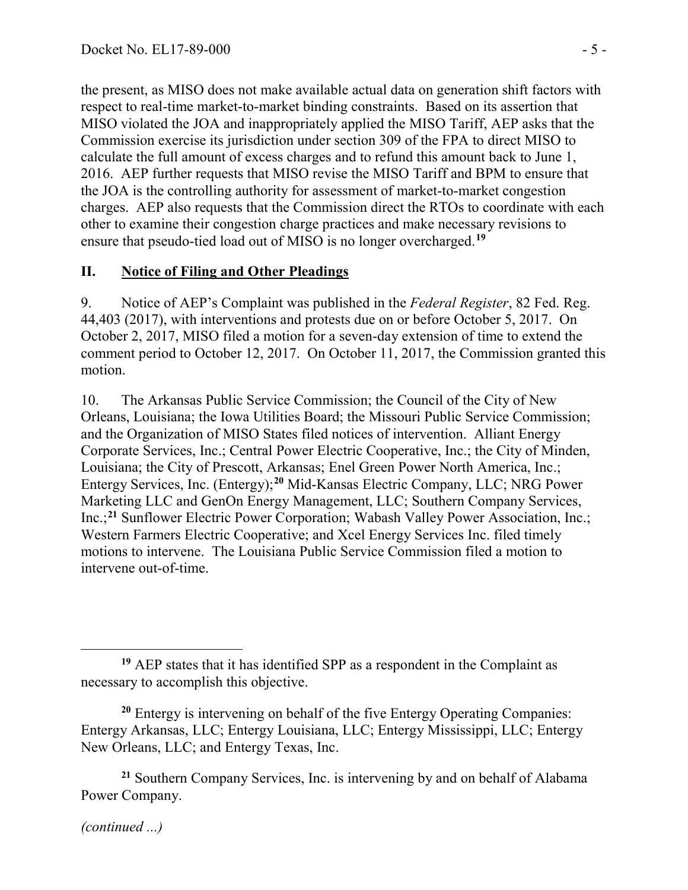the present, as MISO does not make available actual data on generation shift factors with respect to real-time market-to-market binding constraints. Based on its assertion that MISO violated the JOA and inappropriately applied the MISO Tariff, AEP asks that the Commission exercise its jurisdiction under section 309 of the FPA to direct MISO to calculate the full amount of excess charges and to refund this amount back to June 1, 2016. AEP further requests that MISO revise the MISO Tariff and BPM to ensure that the JOA is the controlling authority for assessment of market-to-market congestion charges. AEP also requests that the Commission direct the RTOs to coordinate with each other to examine their congestion charge practices and make necessary revisions to ensure that pseudo-tied load out of MISO is no longer overcharged.[19]

## II. Notice of Filing and Other Pleadings

9. Notice of AEP's Complaint was published in the *Federal Register*, 82 Fed. Reg. 44,403 (2017), with interventions and protests due on or before October 5, 2017. On October 2, 2017, MISO filed a motion for a seven-day extension of time to extend the comment period to October 12, 2017. On October 11, 2017, the Commission granted this motion.

10. The Arkansas Public Service Commission; the Council of the City of New Orleans, Louisiana; the Iowa Utilities Board; the Missouri Public Service Commission; and the Organization of MISO States filed notices of intervention. Alliant Energy Corporate Services, Inc.; Central Power Electric Cooperative, Inc.; the City of Minden, Louisiana; the City of Prescott, Arkansas; Enel Green Power North America, Inc.; Entergy Services, Inc. (Entergy);[20] Mid-Kansas Electric Company, LLC; NRG Power Marketing LLC and GenOn Energy Management, LLC; Southern Company Services, Inc.;[21] Sunflower Electric Power Corporation; Wabash Valley Power Association, Inc.; Western Farmers Electric Cooperative; and Xcel Energy Services Inc. filed timely motions to intervene. The Louisiana Public Service Commission filed a motion to intervene out-of-time.

---

[19] AEP states that it has identified SPP as a respondent in the Complaint as necessary to accomplish this objective.

[20] Entergy is intervening on behalf of the five Entergy Operating Companies: Entergy Arkansas, LLC; Entergy Louisiana, LLC; Entergy Mississippi, LLC; Entergy New Orleans, LLC; and Entergy Texas, Inc.

[21] Southern Company Services, Inc. is intervening by and on behalf of Alabama Power Company.

*(continued ...)*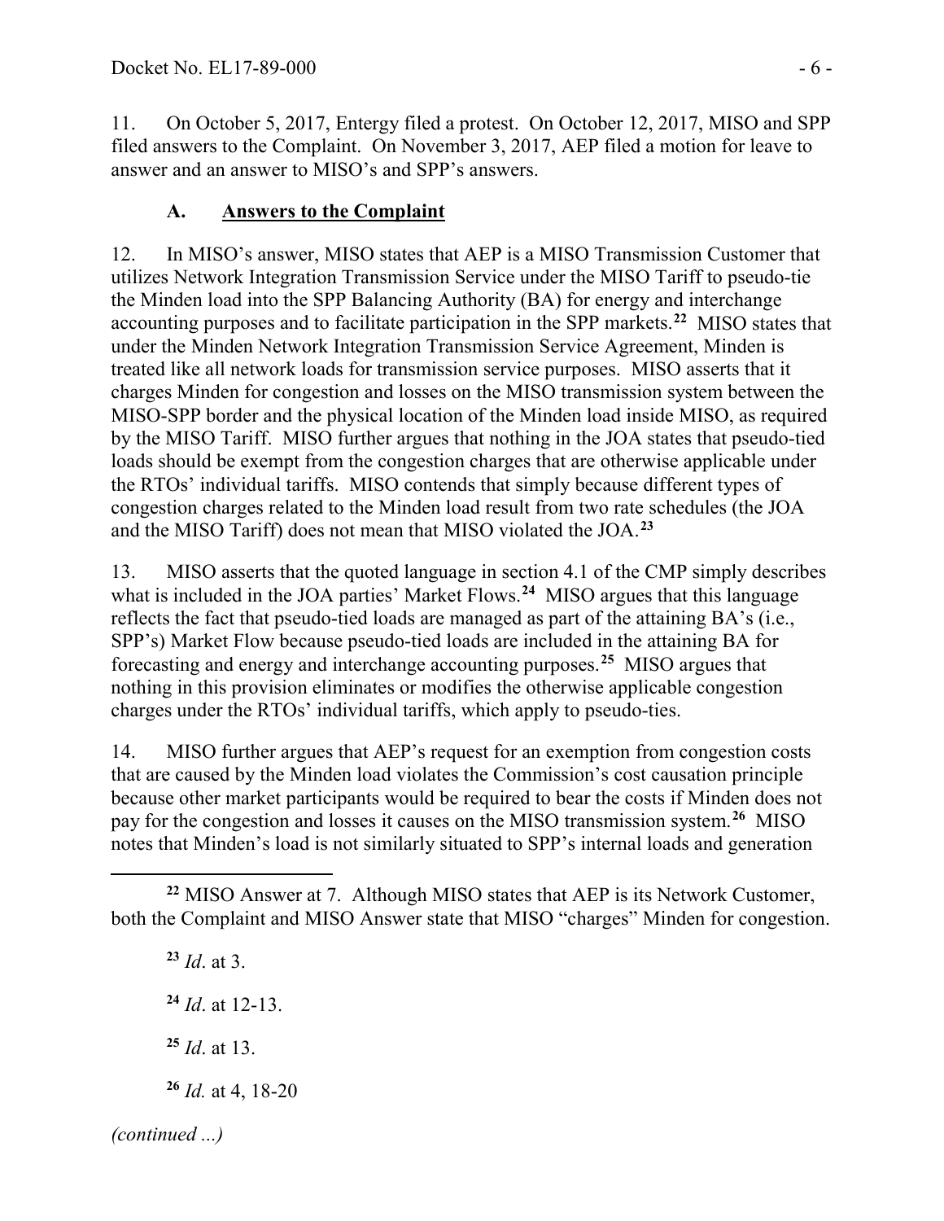11. On October 5, 2017, Entergy filed a protest. On October 12, 2017, MISO and SPP filed answers to the Complaint. On November 3, 2017, AEP filed a motion for leave to answer and an answer to MISO's and SPP's answers.

### A. Answers to the Complaint

12. In MISO's answer, MISO states that AEP is a MISO Transmission Customer that utilizes Network Integration Transmission Service under the MISO Tariff to pseudo-tie the Minden load into the SPP Balancing Authority (BA) for energy and interchange accounting purposes and to facilitate participation in the SPP markets.[22] MISO states that under the Minden Network Integration Transmission Service Agreement, Minden is treated like all network loads for transmission service purposes. MISO asserts that it charges Minden for congestion and losses on the MISO transmission system between the MISO-SPP border and the physical location of the Minden load inside MISO, as required by the MISO Tariff. MISO further argues that nothing in the JOA states that pseudo-tied loads should be exempt from the congestion charges that are otherwise applicable under the RTOs' individual tariffs. MISO contends that simply because different types of congestion charges related to the Minden load result from two rate schedules (the JOA and the MISO Tariff) does not mean that MISO violated the JOA.[23]

13. MISO asserts that the quoted language in section 4.1 of the CMP simply describes what is included in the JOA parties' Market Flows.[24] MISO argues that this language reflects the fact that pseudo-tied loads are managed as part of the attaining BA's (i.e., SPP's) Market Flow because pseudo-tied loads are included in the attaining BA for forecasting and energy and interchange accounting purposes.[25] MISO argues that nothing in this provision eliminates or modifies the otherwise applicable congestion charges under the RTOs' individual tariffs, which apply to pseudo-ties.

14. MISO further argues that AEP's request for an exemption from congestion costs that are caused by the Minden load violates the Commission's cost causation principle because other market participants would be required to bear the costs if Minden does not pay for the congestion and losses it causes on the MISO transmission system.[26] MISO notes that Minden's load is not similarly situated to SPP's internal loads and generation

---

[22] MISO Answer at 7. Although MISO states that AEP is its Network Customer, both the Complaint and MISO Answer state that MISO "charges" Minden for congestion.

[23] *Id*. at 3.

[24] *Id*. at 12-13.

[25] *Id*. at 13.

[26] *Id.* at 4, 18-20

*(continued ...)*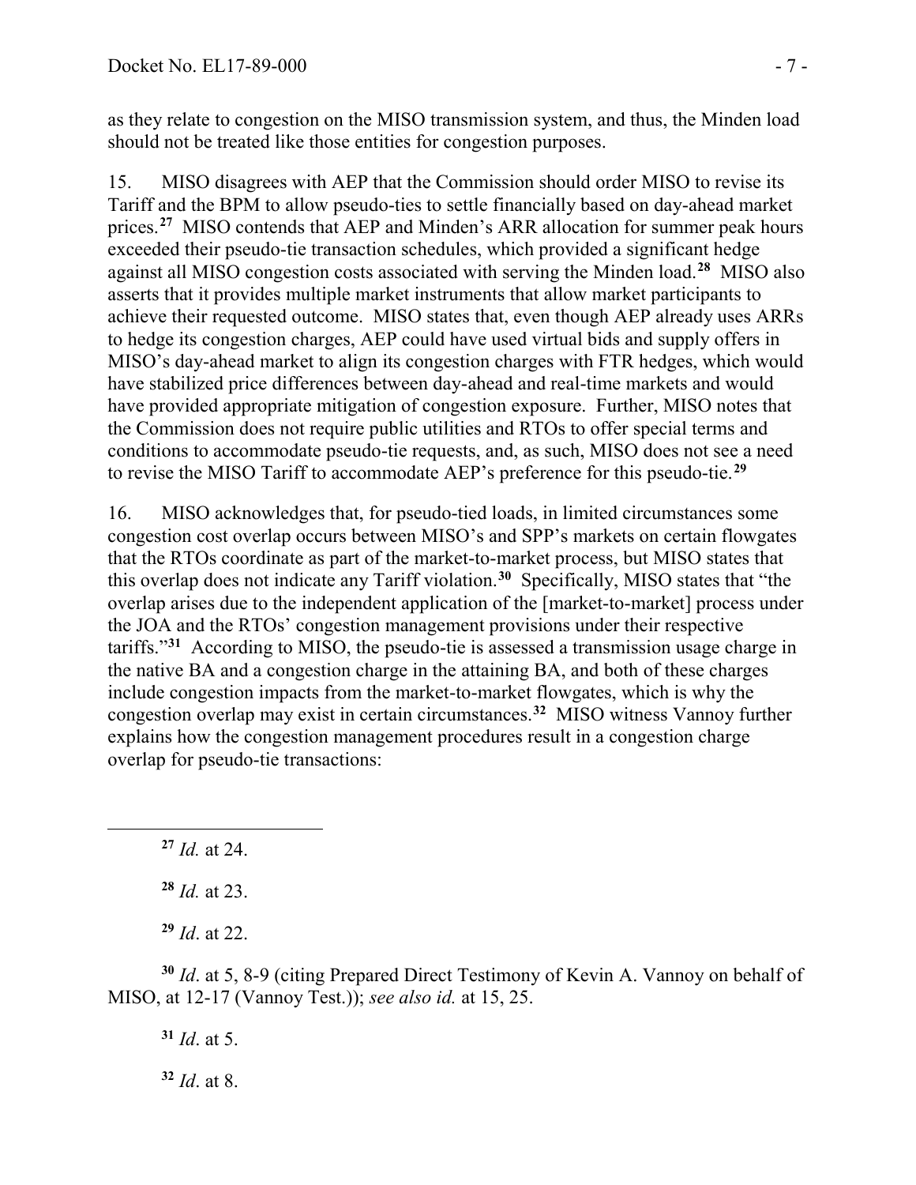as they relate to congestion on the MISO transmission system, and thus, the Minden load should not be treated like those entities for congestion purposes.

15. MISO disagrees with AEP that the Commission should order MISO to revise its Tariff and the BPM to allow pseudo-ties to settle financially based on day-ahead market prices.[27] MISO contends that AEP and Minden's ARR allocation for summer peak hours exceeded their pseudo-tie transaction schedules, which provided a significant hedge against all MISO congestion costs associated with serving the Minden load.[28] MISO also asserts that it provides multiple market instruments that allow market participants to achieve their requested outcome. MISO states that, even though AEP already uses ARRs to hedge its congestion charges, AEP could have used virtual bids and supply offers in MISO's day-ahead market to align its congestion charges with FTR hedges, which would have stabilized price differences between day-ahead and real-time markets and would have provided appropriate mitigation of congestion exposure. Further, MISO notes that the Commission does not require public utilities and RTOs to offer special terms and conditions to accommodate pseudo-tie requests, and, as such, MISO does not see a need to revise the MISO Tariff to accommodate AEP's preference for this pseudo-tie.[29]

16. MISO acknowledges that, for pseudo-tied loads, in limited circumstances some congestion cost overlap occurs between MISO's and SPP's markets on certain flowgates that the RTOs coordinate as part of the market-to-market process, but MISO states that this overlap does not indicate any Tariff violation.[30] Specifically, MISO states that "the overlap arises due to the independent application of the [market-to-market] process under the JOA and the RTOs' congestion management provisions under their respective tariffs."[31] According to MISO, the pseudo-tie is assessed a transmission usage charge in the native BA and a congestion charge in the attaining BA, and both of these charges include congestion impacts from the market-to-market flowgates, which is why the congestion overlap may exist in certain circumstances.[32] MISO witness Vannoy further explains how the congestion management procedures result in a congestion charge overlap for pseudo-tie transactions:

---

[27] *Id.* at 24.

[28] *Id.* at 23.

[29] *Id*. at 22.

[30] *Id*. at 5, 8-9 (citing Prepared Direct Testimony of Kevin A. Vannoy on behalf of MISO, at 12-17 (Vannoy Test.)); *see also id.* at 15, 25.

[31] *Id*. at 5.

[32] *Id*. at 8.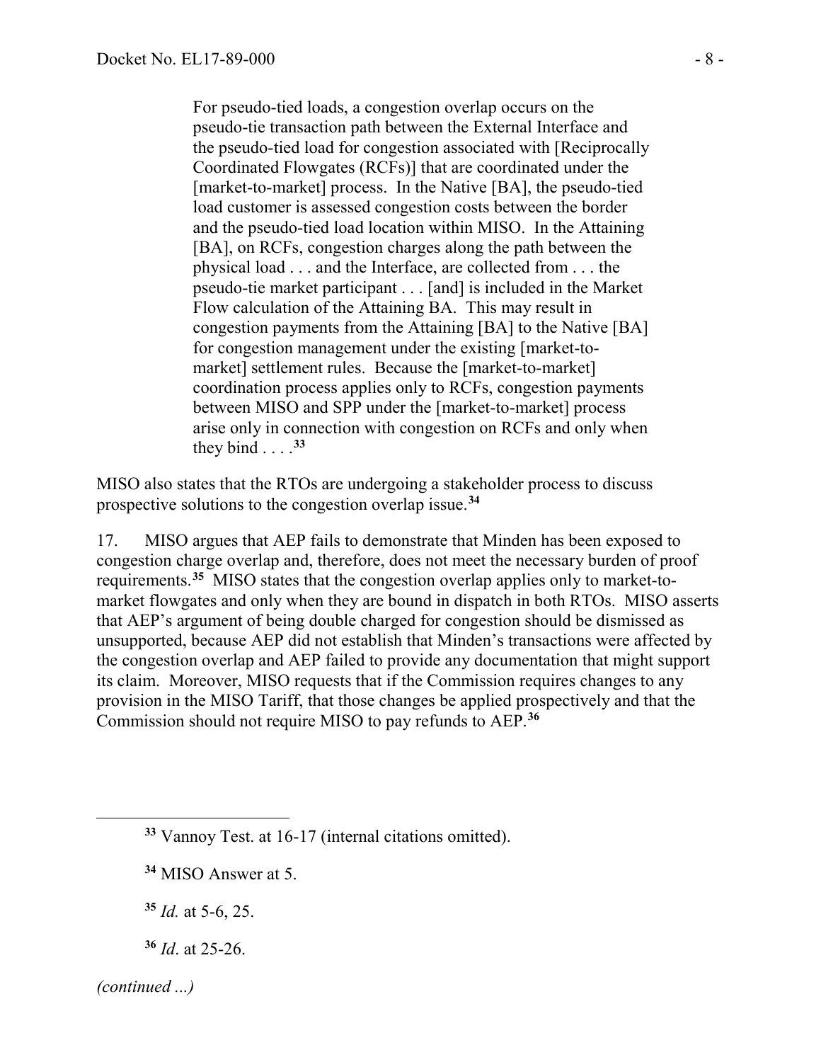> For pseudo-tied loads, a congestion overlap occurs on the pseudo-tie transaction path between the External Interface and the pseudo-tied load for congestion associated with [Reciprocally Coordinated Flowgates (RCFs)] that are coordinated under the [market-to-market] process. In the Native [BA], the pseudo-tied load customer is assessed congestion costs between the border and the pseudo-tied load location within MISO. In the Attaining [BA], on RCFs, congestion charges along the path between the physical load . . . and the Interface, are collected from . . . the pseudo-tie market participant . . . [and] is included in the Market Flow calculation of the Attaining BA. This may result in congestion payments from the Attaining [BA] to the Native [BA] for congestion management under the existing [market-to-market] settlement rules. Because the [market-to-market] coordination process applies only to RCFs, congestion payments between MISO and SPP under the [market-to-market] process arise only in connection with congestion on RCFs and only when they bind . . . .[33]

MISO also states that the RTOs are undergoing a stakeholder process to discuss prospective solutions to the congestion overlap issue.[34]

17. MISO argues that AEP fails to demonstrate that Minden has been exposed to congestion charge overlap and, therefore, does not meet the necessary burden of proof requirements.[35] MISO states that the congestion overlap applies only to market-to-market flowgates and only when they are bound in dispatch in both RTOs. MISO asserts that AEP's argument of being double charged for congestion should be dismissed as unsupported, because AEP did not establish that Minden's transactions were affected by the congestion overlap and AEP failed to provide any documentation that might support its claim. Moreover, MISO requests that if the Commission requires changes to any provision in the MISO Tariff, that those changes be applied prospectively and that the Commission should not require MISO to pay refunds to AEP.[36]

---

[33] Vannoy Test. at 16-17 (internal citations omitted).

[34] MISO Answer at 5.

[35] *Id.* at 5-6, 25.

[36] *Id*. at 25-26.

*(continued ...)*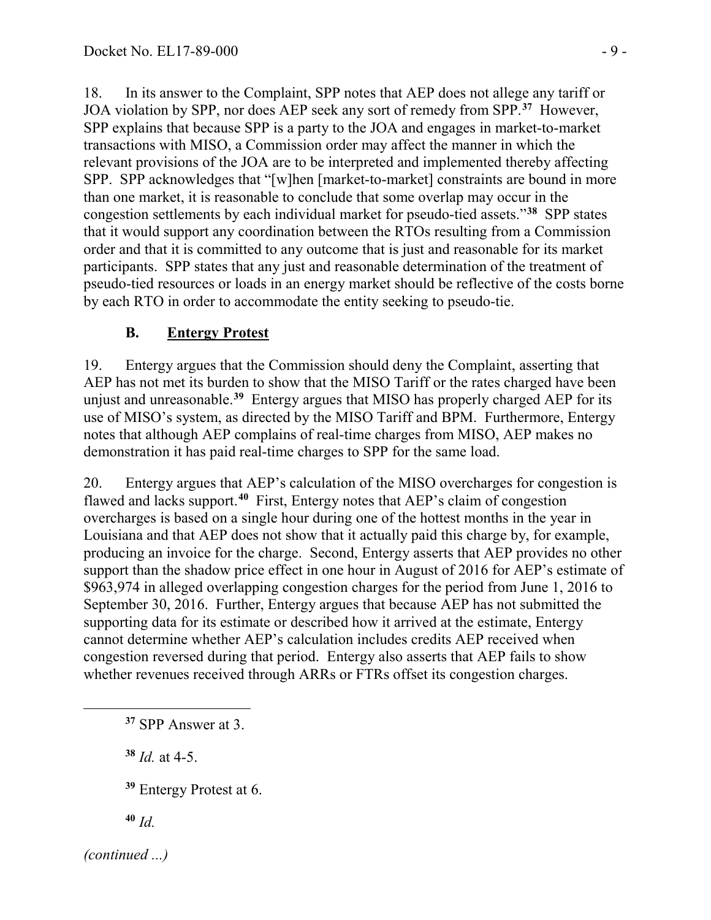18. In its answer to the Complaint, SPP notes that AEP does not allege any tariff or JOA violation by SPP, nor does AEP seek any sort of remedy from SPP.[37] However, SPP explains that because SPP is a party to the JOA and engages in market-to-market transactions with MISO, a Commission order may affect the manner in which the relevant provisions of the JOA are to be interpreted and implemented thereby affecting SPP. SPP acknowledges that "[w]hen [market-to-market] constraints are bound in more than one market, it is reasonable to conclude that some overlap may occur in the congestion settlements by each individual market for pseudo-tied assets."[38] SPP states that it would support any coordination between the RTOs resulting from a Commission order and that it is committed to any outcome that is just and reasonable for its market participants. SPP states that any just and reasonable determination of the treatment of pseudo-tied resources or loads in an energy market should be reflective of the costs borne by each RTO in order to accommodate the entity seeking to pseudo-tie.

### B. Entergy Protest

19. Entergy argues that the Commission should deny the Complaint, asserting that AEP has not met its burden to show that the MISO Tariff or the rates charged have been unjust and unreasonable.[39] Entergy argues that MISO has properly charged AEP for its use of MISO's system, as directed by the MISO Tariff and BPM. Furthermore, Entergy notes that although AEP complains of real-time charges from MISO, AEP makes no demonstration it has paid real-time charges to SPP for the same load.

20. Entergy argues that AEP's calculation of the MISO overcharges for congestion is flawed and lacks support.[40] First, Entergy notes that AEP's claim of congestion overcharges is based on a single hour during one of the hottest months in the year in Louisiana and that AEP does not show that it actually paid this charge by, for example, producing an invoice for the charge. Second, Entergy asserts that AEP provides no other support than the shadow price effect in one hour in August of 2016 for AEP's estimate of $963,974 in alleged overlapping congestion charges for the period from June 1, 2016 to September 30, 2016. Further, Entergy argues that because AEP has not submitted the supporting data for its estimate or described how it arrived at the estimate, Entergy cannot determine whether AEP's calculation includes credits AEP received when congestion reversed during that period. Entergy also asserts that AEP fails to show whether revenues received through ARRs or FTRs offset its congestion charges.

[37] SPP Answer at 3.

[38] *Id.* at 4-5.

[39] Entergy Protest at 6.

[40] *Id.*

*(continued ...)*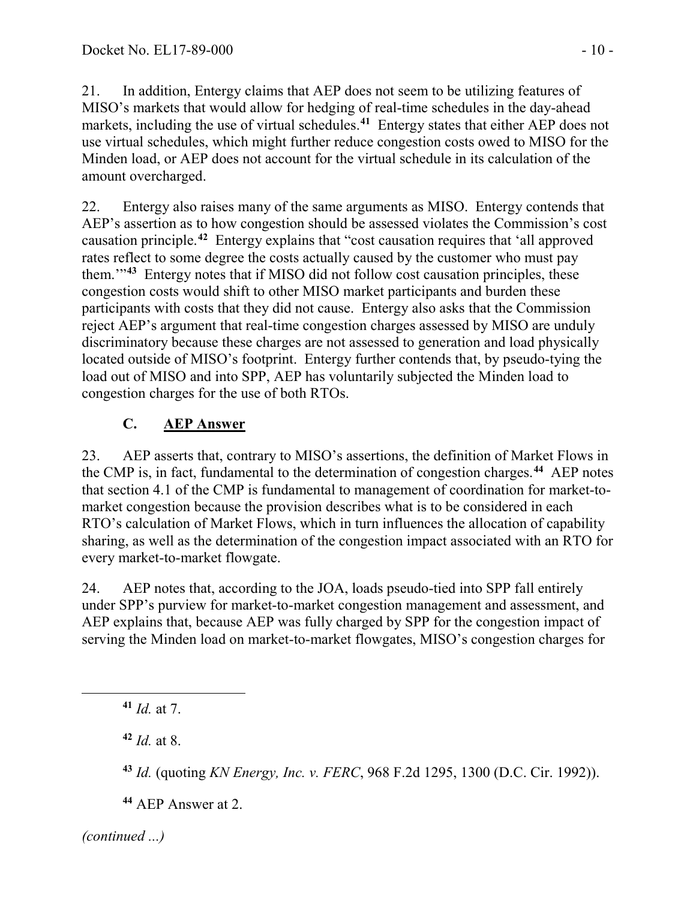21. In addition, Entergy claims that AEP does not seem to be utilizing features of MISO's markets that would allow for hedging of real-time schedules in the day-ahead markets, including the use of virtual schedules.[41] Entergy states that either AEP does not use virtual schedules, which might further reduce congestion costs owed to MISO for the Minden load, or AEP does not account for the virtual schedule in its calculation of the amount overcharged.

22. Entergy also raises many of the same arguments as MISO. Entergy contends that AEP's assertion as to how congestion should be assessed violates the Commission's cost causation principle.[42] Entergy explains that "cost causation requires that 'all approved rates reflect to some degree the costs actually caused by the customer who must pay them.'"[43] Entergy notes that if MISO did not follow cost causation principles, these congestion costs would shift to other MISO market participants and burden these participants with costs that they did not cause. Entergy also asks that the Commission reject AEP's argument that real-time congestion charges assessed by MISO are unduly discriminatory because these charges are not assessed to generation and load physically located outside of MISO's footprint. Entergy further contends that, by pseudo-tying the load out of MISO and into SPP, AEP has voluntarily subjected the Minden load to congestion charges for the use of both RTOs.

### C. AEP Answer

23. AEP asserts that, contrary to MISO's assertions, the definition of Market Flows in the CMP is, in fact, fundamental to the determination of congestion charges.[44] AEP notes that section 4.1 of the CMP is fundamental to management of coordination for market-to-market congestion because the provision describes what is to be considered in each RTO's calculation of Market Flows, which in turn influences the allocation of capability sharing, as well as the determination of the congestion impact associated with an RTO for every market-to-market flowgate.

24. AEP notes that, according to the JOA, loads pseudo-tied into SPP fall entirely under SPP's purview for market-to-market congestion management and assessment, and AEP explains that, because AEP was fully charged by SPP for the congestion impact of serving the Minden load on market-to-market flowgates, MISO's congestion charges for

---

[41] *Id.* at 7.

[42] *Id.* at 8.

[43] *Id.* (quoting *KN Energy, Inc. v. FERC*, 968 F.2d 1295, 1300 (D.C. Cir. 1992)).

[44] AEP Answer at 2.

*(continued ...)*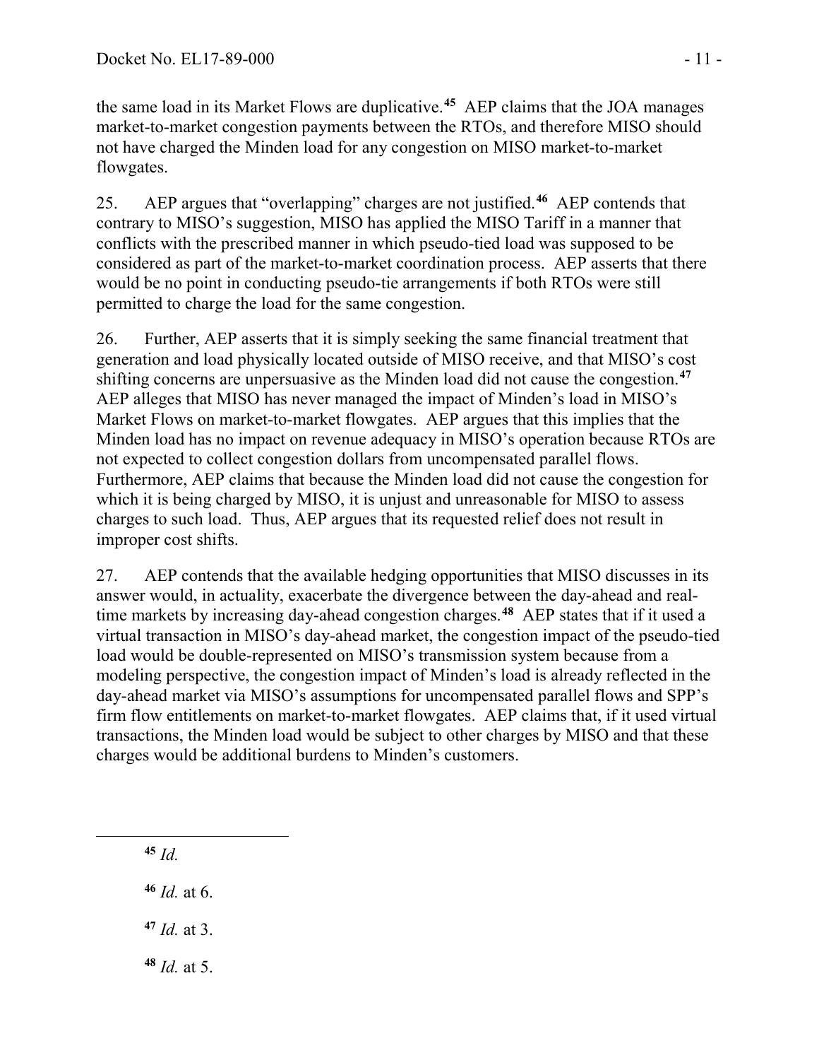the same load in its Market Flows are duplicative.[45] AEP claims that the JOA manages market-to-market congestion payments between the RTOs, and therefore MISO should not have charged the Minden load for any congestion on MISO market-to-market flowgates.

25. AEP argues that "overlapping" charges are not justified.[46] AEP contends that contrary to MISO's suggestion, MISO has applied the MISO Tariff in a manner that conflicts with the prescribed manner in which pseudo-tied load was supposed to be considered as part of the market-to-market coordination process. AEP asserts that there would be no point in conducting pseudo-tie arrangements if both RTOs were still permitted to charge the load for the same congestion.

26. Further, AEP asserts that it is simply seeking the same financial treatment that generation and load physically located outside of MISO receive, and that MISO's cost shifting concerns are unpersuasive as the Minden load did not cause the congestion.[47] AEP alleges that MISO has never managed the impact of Minden's load in MISO's Market Flows on market-to-market flowgates. AEP argues that this implies that the Minden load has no impact on revenue adequacy in MISO's operation because RTOs are not expected to collect congestion dollars from uncompensated parallel flows. Furthermore, AEP claims that because the Minden load did not cause the congestion for which it is being charged by MISO, it is unjust and unreasonable for MISO to assess charges to such load. Thus, AEP argues that its requested relief does not result in improper cost shifts.

27. AEP contends that the available hedging opportunities that MISO discusses in its answer would, in actuality, exacerbate the divergence between the day-ahead and real-time markets by increasing day-ahead congestion charges.[48] AEP states that if it used a virtual transaction in MISO's day-ahead market, the congestion impact of the pseudo-tied load would be double-represented on MISO's transmission system because from a modeling perspective, the congestion impact of Minden's load is already reflected in the day-ahead market via MISO's assumptions for uncompensated parallel flows and SPP's firm flow entitlements on market-to-market flowgates. AEP claims that, if it used virtual transactions, the Minden load would be subject to other charges by MISO and that these charges would be additional burdens to Minden's customers.

---

[45] *Id.*

[46] *Id.* at 6.

[47] *Id.* at 3.

[48] *Id.* at 5.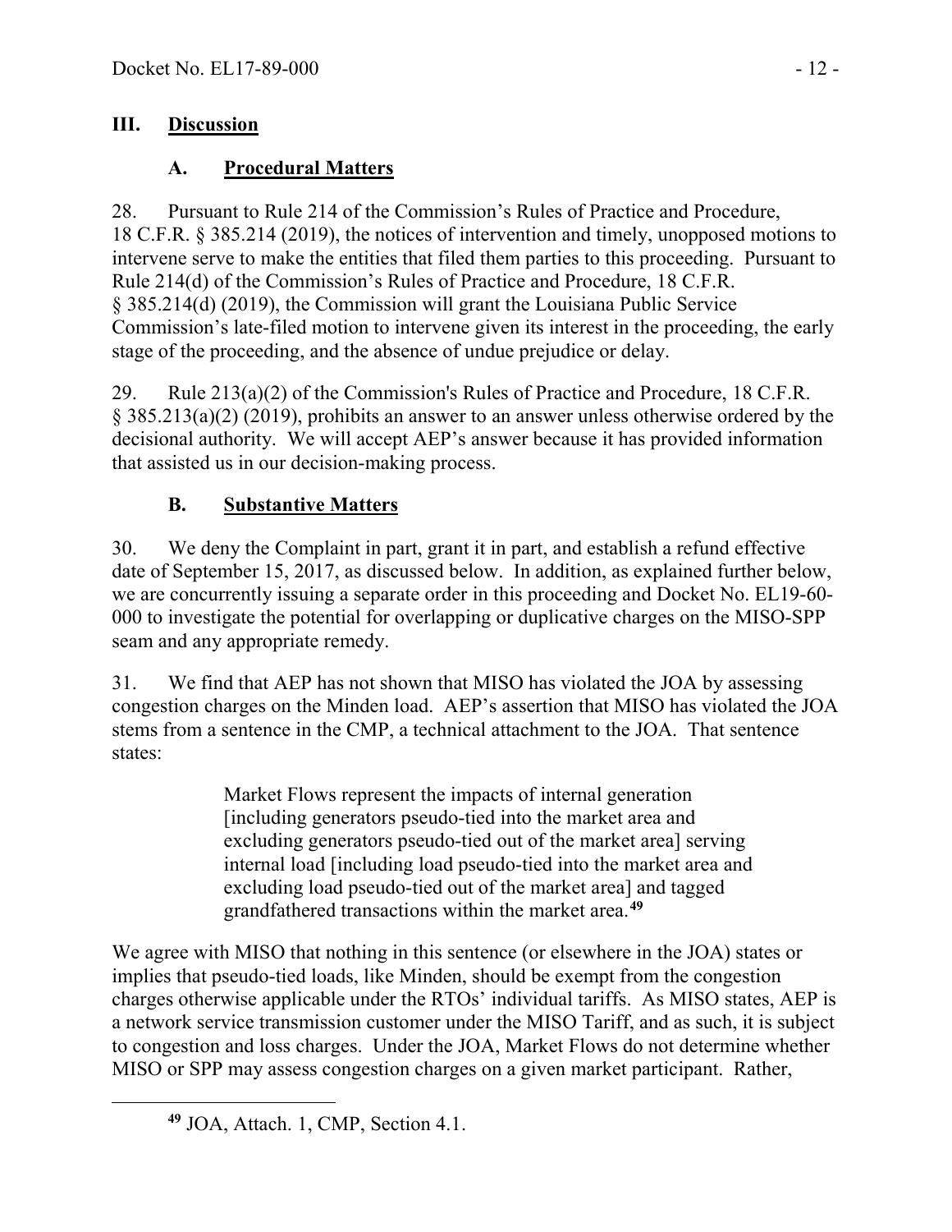## III. Discussion

### A. Procedural Matters

28. Pursuant to Rule 214 of the Commission's Rules of Practice and Procedure, 18 C.F.R. § 385.214 (2019), the notices of intervention and timely, unopposed motions to intervene serve to make the entities that filed them parties to this proceeding. Pursuant to Rule 214(d) of the Commission's Rules of Practice and Procedure, 18 C.F.R. § 385.214(d) (2019), the Commission will grant the Louisiana Public Service Commission's late-filed motion to intervene given its interest in the proceeding, the early stage of the proceeding, and the absence of undue prejudice or delay.

29. Rule 213(a)(2) of the Commission's Rules of Practice and Procedure, 18 C.F.R. § 385.213(a)(2) (2019), prohibits an answer to an answer unless otherwise ordered by the decisional authority. We will accept AEP's answer because it has provided information that assisted us in our decision-making process.

### B. Substantive Matters

30. We deny the Complaint in part, grant it in part, and establish a refund effective date of September 15, 2017, as discussed below. In addition, as explained further below, we are concurrently issuing a separate order in this proceeding and Docket No. EL19-60-000 to investigate the potential for overlapping or duplicative charges on the MISO-SPP seam and any appropriate remedy.

31. We find that AEP has not shown that MISO has violated the JOA by assessing congestion charges on the Minden load. AEP's assertion that MISO has violated the JOA stems from a sentence in the CMP, a technical attachment to the JOA. That sentence states:

> Market Flows represent the impacts of internal generation [including generators pseudo-tied into the market area and excluding generators pseudo-tied out of the market area] serving internal load [including load pseudo-tied into the market area and excluding load pseudo-tied out of the market area] and tagged grandfathered transactions within the market area.[49]

We agree with MISO that nothing in this sentence (or elsewhere in the JOA) states or implies that pseudo-tied loads, like Minden, should be exempt from the congestion charges otherwise applicable under the RTOs' individual tariffs. As MISO states, AEP is a network service transmission customer under the MISO Tariff, and as such, it is subject to congestion and loss charges. Under the JOA, Market Flows do not determine whether MISO or SPP may assess congestion charges on a given market participant. Rather,

[49] JOA, Attach. 1, CMP, Section 4.1.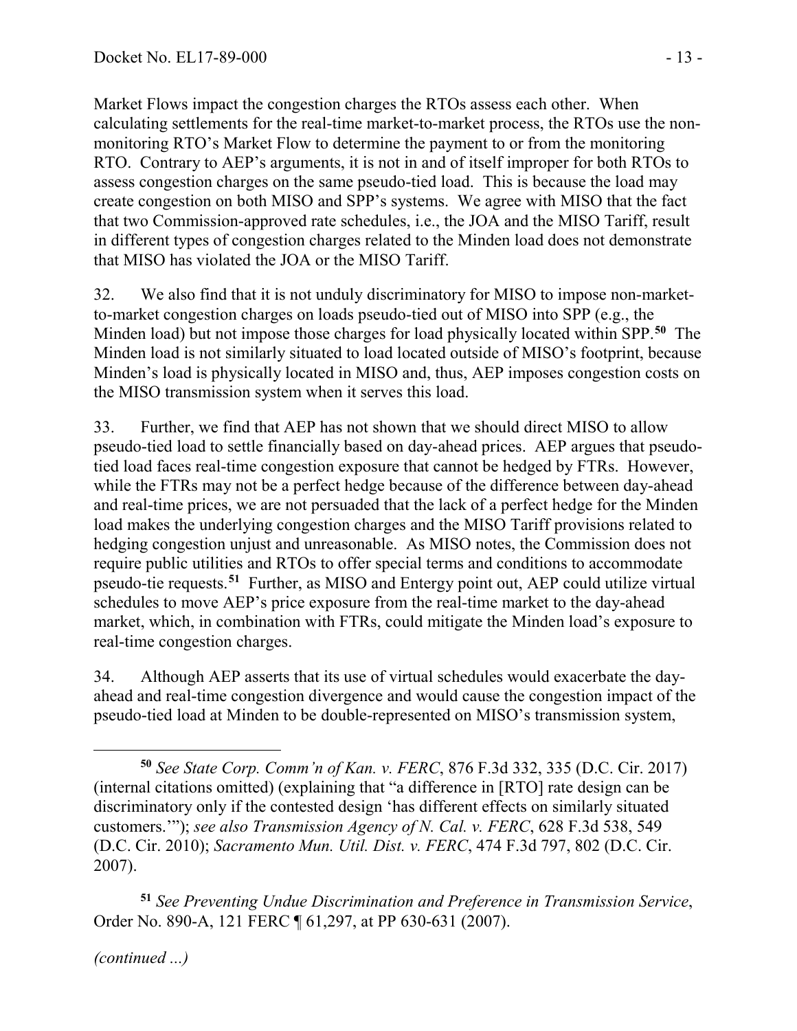Market Flows impact the congestion charges the RTOs assess each other. When calculating settlements for the real-time market-to-market process, the RTOs use the non-monitoring RTO's Market Flow to determine the payment to or from the monitoring RTO. Contrary to AEP's arguments, it is not in and of itself improper for both RTOs to assess congestion charges on the same pseudo-tied load. This is because the load may create congestion on both MISO and SPP's systems. We agree with MISO that the fact that two Commission-approved rate schedules, i.e., the JOA and the MISO Tariff, result in different types of congestion charges related to the Minden load does not demonstrate that MISO has violated the JOA or the MISO Tariff.

32. We also find that it is not unduly discriminatory for MISO to impose non-market-to-market congestion charges on loads pseudo-tied out of MISO into SPP (e.g., the Minden load) but not impose those charges for load physically located within SPP.[50] The Minden load is not similarly situated to load located outside of MISO's footprint, because Minden's load is physically located in MISO and, thus, AEP imposes congestion costs on the MISO transmission system when it serves this load.

33. Further, we find that AEP has not shown that we should direct MISO to allow pseudo-tied load to settle financially based on day-ahead prices. AEP argues that pseudo-tied load faces real-time congestion exposure that cannot be hedged by FTRs. However, while the FTRs may not be a perfect hedge because of the difference between day-ahead and real-time prices, we are not persuaded that the lack of a perfect hedge for the Minden load makes the underlying congestion charges and the MISO Tariff provisions related to hedging congestion unjust and unreasonable. As MISO notes, the Commission does not require public utilities and RTOs to offer special terms and conditions to accommodate pseudo-tie requests.[51] Further, as MISO and Entergy point out, AEP could utilize virtual schedules to move AEP's price exposure from the real-time market to the day-ahead market, which, in combination with FTRs, could mitigate the Minden load's exposure to real-time congestion charges.

34. Although AEP asserts that its use of virtual schedules would exacerbate the day-ahead and real-time congestion divergence and would cause the congestion impact of the pseudo-tied load at Minden to be double-represented on MISO's transmission system,

---

[50] *See State Corp. Comm'n of Kan. v. FERC*, 876 F.3d 332, 335 (D.C. Cir. 2017) (internal citations omitted) (explaining that "a difference in [RTO] rate design can be discriminatory only if the contested design 'has different effects on similarly situated customers.'"); *see also Transmission Agency of N. Cal. v. FERC*, 628 F.3d 538, 549 (D.C. Cir. 2010); *Sacramento Mun. Util. Dist. v. FERC*, 474 F.3d 797, 802 (D.C. Cir. 2007).

[51] *See Preventing Undue Discrimination and Preference in Transmission Service*, Order No. 890-A, 121 FERC ¶ 61,297, at PP 630-631 (2007).

*(continued ...)*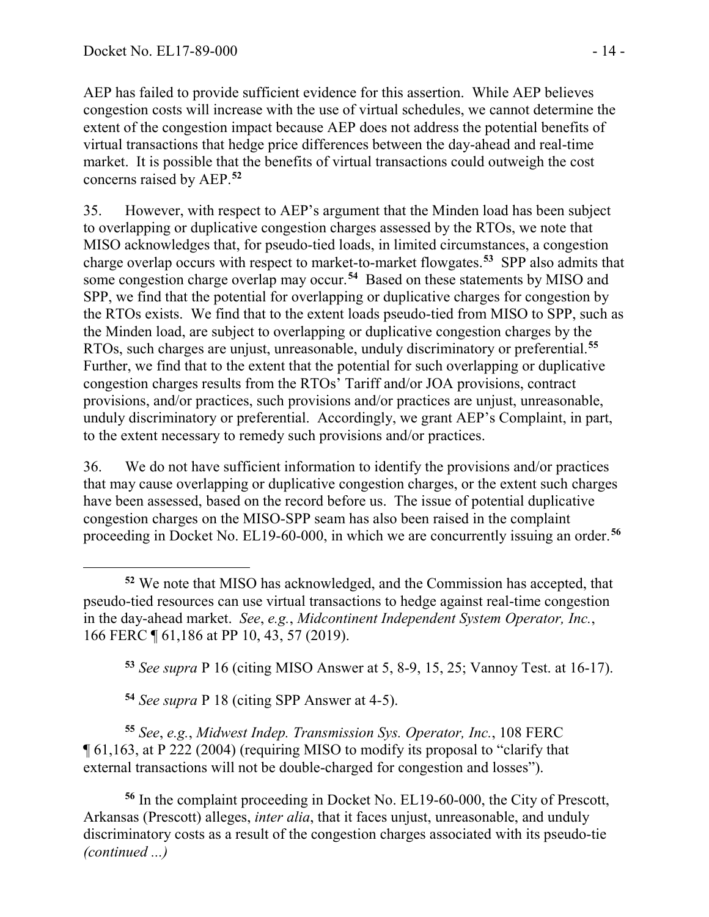AEP has failed to provide sufficient evidence for this assertion. While AEP believes congestion costs will increase with the use of virtual schedules, we cannot determine the extent of the congestion impact because AEP does not address the potential benefits of virtual transactions that hedge price differences between the day-ahead and real-time market. It is possible that the benefits of virtual transactions could outweigh the cost concerns raised by AEP.[52]

35. However, with respect to AEP's argument that the Minden load has been subject to overlapping or duplicative congestion charges assessed by the RTOs, we note that MISO acknowledges that, for pseudo-tied loads, in limited circumstances, a congestion charge overlap occurs with respect to market-to-market flowgates.[53] SPP also admits that some congestion charge overlap may occur.[54] Based on these statements by MISO and SPP, we find that the potential for overlapping or duplicative charges for congestion by the RTOs exists. We find that to the extent loads pseudo-tied from MISO to SPP, such as the Minden load, are subject to overlapping or duplicative congestion charges by the RTOs, such charges are unjust, unreasonable, unduly discriminatory or preferential.[55] Further, we find that to the extent that the potential for such overlapping or duplicative congestion charges results from the RTOs' Tariff and/or JOA provisions, contract provisions, and/or practices, such provisions and/or practices are unjust, unreasonable, unduly discriminatory or preferential. Accordingly, we grant AEP's Complaint, in part, to the extent necessary to remedy such provisions and/or practices.

36. We do not have sufficient information to identify the provisions and/or practices that may cause overlapping or duplicative congestion charges, or the extent such charges have been assessed, based on the record before us. The issue of potential duplicative congestion charges on the MISO-SPP seam has also been raised in the complaint proceeding in Docket No. EL19-60-000, in which we are concurrently issuing an order.[56]

---

[52] We note that MISO has acknowledged, and the Commission has accepted, that pseudo-tied resources can use virtual transactions to hedge against real-time congestion in the day-ahead market. *See*, *e.g.*, *Midcontinent Independent System Operator, Inc.*, 166 FERC ¶ 61,186 at PP 10, 43, 57 (2019).

[53] *See supra* P 16 (citing MISO Answer at 5, 8-9, 15, 25; Vannoy Test. at 16-17).

[54] *See supra* P 18 (citing SPP Answer at 4-5).

[55] *See*, *e.g.*, *Midwest Indep. Transmission Sys. Operator, Inc.*, 108 FERC ¶ 61,163, at P 222 (2004) (requiring MISO to modify its proposal to "clarify that external transactions will not be double-charged for congestion and losses").

[56] In the complaint proceeding in Docket No. EL19-60-000, the City of Prescott, Arkansas (Prescott) alleges, *inter alia*, that it faces unjust, unreasonable, and unduly discriminatory costs as a result of the congestion charges associated with its pseudo-tie *(continued ...)*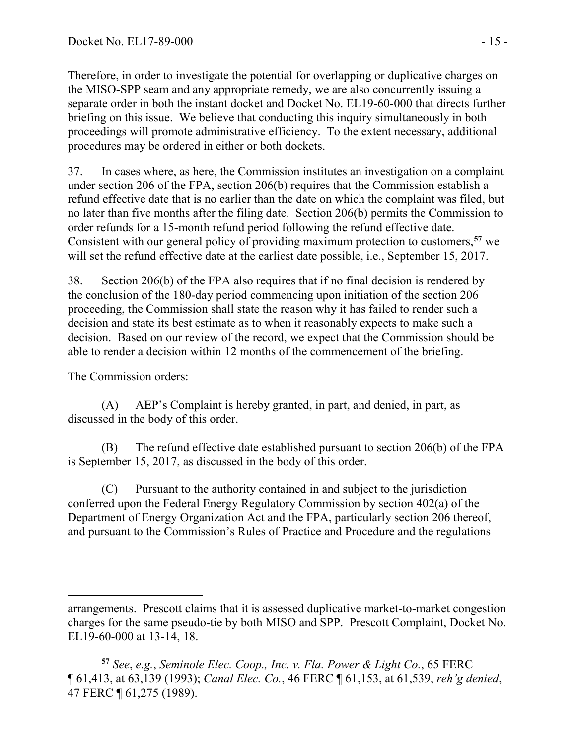Therefore, in order to investigate the potential for overlapping or duplicative charges on the MISO-SPP seam and any appropriate remedy, we are also concurrently issuing a separate order in both the instant docket and Docket No. EL19-60-000 that directs further briefing on this issue. We believe that conducting this inquiry simultaneously in both proceedings will promote administrative efficiency. To the extent necessary, additional procedures may be ordered in either or both dockets.

37. In cases where, as here, the Commission institutes an investigation on a complaint under section 206 of the FPA, section 206(b) requires that the Commission establish a refund effective date that is no earlier than the date on which the complaint was filed, but no later than five months after the filing date. Section 206(b) permits the Commission to order refunds for a 15-month refund period following the refund effective date. Consistent with our general policy of providing maximum protection to customers,[57] we will set the refund effective date at the earliest date possible, i.e., September 15, 2017.

38. Section 206(b) of the FPA also requires that if no final decision is rendered by the conclusion of the 180-day period commencing upon initiation of the section 206 proceeding, the Commission shall state the reason why it has failed to render such a decision and state its best estimate as to when it reasonably expects to make such a decision. Based on our review of the record, we expect that the Commission should be able to render a decision within 12 months of the commencement of the briefing.

<u>The Commission orders</u>:

(A) AEP's Complaint is hereby granted, in part, and denied, in part, as discussed in the body of this order.

(B) The refund effective date established pursuant to section 206(b) of the FPA is September 15, 2017, as discussed in the body of this order.

(C) Pursuant to the authority contained in and subject to the jurisdiction conferred upon the Federal Energy Regulatory Commission by section 402(a) of the Department of Energy Organization Act and the FPA, particularly section 206 thereof, and pursuant to the Commission's Rules of Practice and Procedure and the regulations

---

arrangements. Prescott claims that it is assessed duplicative market-to-market congestion charges for the same pseudo-tie by both MISO and SPP. Prescott Complaint, Docket No. EL19-60-000 at 13-14, 18.

[57] *See*, *e.g.*, *Seminole Elec. Coop., Inc. v. Fla. Power & Light Co.*, 65 FERC ¶ 61,413, at 63,139 (1993); *Canal Elec. Co.*, 46 FERC ¶ 61,153, at 61,539, *reh'g denied*, 47 FERC ¶ 61,275 (1989).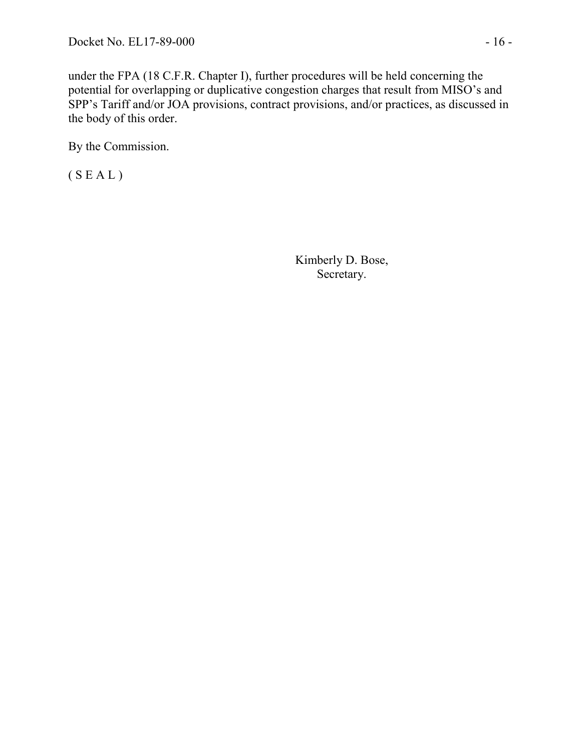under the FPA (18 C.F.R. Chapter I), further procedures will be held concerning the potential for overlapping or duplicative congestion charges that result from MISO's and SPP's Tariff and/or JOA provisions, contract provisions, and/or practices, as discussed in the body of this order.

By the Commission.

( S E A L )

Kimberly D. Bose,
Secretary.